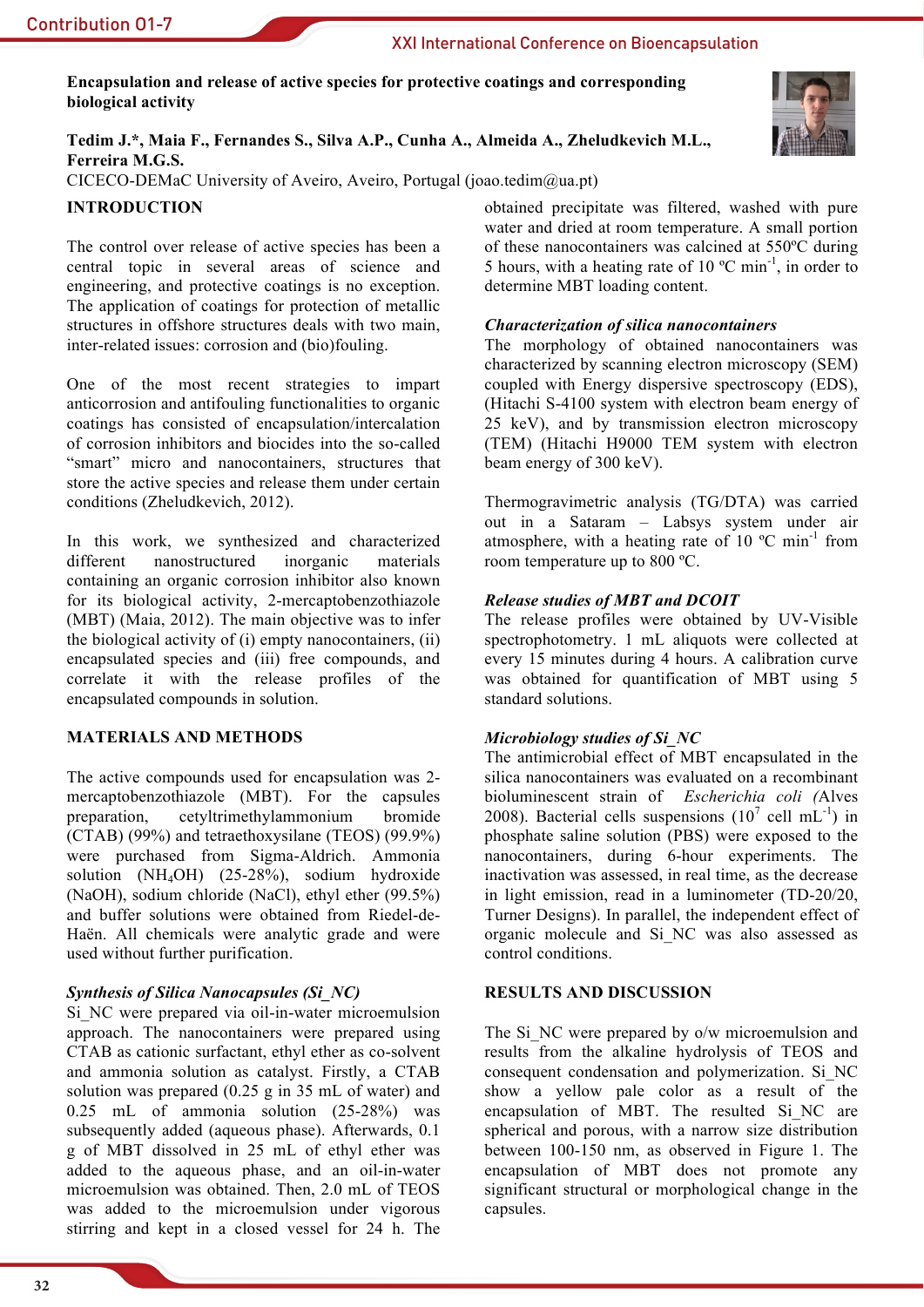# Encapsulation and release of active species for protective coatings and corresponding biological activity

**Tedim J.\*, Maia F., Fernandes S., Silva A.P., Cunha A., Almeida A., Zheludkevich M.L., Ferreira M.G.S.**

CICECO-DEMaC University of Aveiro, Aveiro, Portugal (joao.tedim@ua.pt)

## INTRODUCTION

The control over release of active species has been a central topic in several areas of science and engineering, and protective coatings is no exception. The application of coatings for protection of metallic structures in offshore structures deals with two main, inter-related issues: corrosion and (bio)fouling.

One of the most recent strategies to impart anticorrosion and antifouling functionalities to organic coatings has consisted of encapsulation/intercalation of corrosion inhibitors and biocides into the so-called "smart" micro and nanocontainers, structures that store the active species and release them under certain conditions (Zheludkevich, 2012).

In this work, we synthesized and characterized different nanostructured inorganic materials containing an organic corrosion inhibitor also known for its biological activity, 2-mercaptobenzothiazole (MBT) (Maia, 2012). The main objective was to infer the biological activity of (i) empty nanocontainers, (ii) encapsulated species and (iii) free compounds, and correlate it with the release profiles of the encapsulated compounds in solution.

## MATERIALS AND METHODS

The active compounds used for encapsulation was 2-mercaptobenzothiazole (MBT). For the capsules preparation, cetyltrimethylammonium bromide (CTAB) (99%) and tetraethoxysilane (TEOS) (99.9%) were purchased from Sigma-Aldrich. Ammonia solution ($NH_4OH$) (25-28%), sodium hydroxide (NaOH), sodium chloride (NaCl), ethyl ether (99.5%) and buffer solutions were obtained from Riedel-de-Haën. All chemicals were analytic grade and were used without further purification.

### *Synthesis of Silica Nanocapsules (Si_NC)*

Si_NC were prepared via oil-in-water microemulsion approach. The nanocontainers were prepared using CTAB as cationic surfactant, ethyl ether as co-solvent and ammonia solution as catalyst. Firstly, a CTAB solution was prepared (0.25 g in 35 mL of water) and 0.25 mL of ammonia solution (25-28%) was subsequently added (aqueous phase). Afterwards, 0.1 g of MBT dissolved in 25 mL of ethyl ether was added to the aqueous phase, and an oil-in-water microemulsion was obtained. Then, 2.0 mL of TEOS was added to the microemulsion under vigorous stirring and kept in a closed vessel for 24 h. The obtained precipitate was filtered, washed with pure water and dried at room temperature. A small portion of these nanocontainers was calcined at 550ºC during 5 hours, with a heating rate of 10 ºC $min^{-1}$, in order to determine MBT loading content.

### *Characterization of silica nanocontainers*

The morphology of obtained nanocontainers was characterized by scanning electron microscopy (SEM) coupled with Energy dispersive spectroscopy (EDS), (Hitachi S-4100 system with electron beam energy of 25 keV), and by transmission electron microscopy (TEM) (Hitachi H9000 TEM system with electron beam energy of 300 keV).

Thermogravimetric analysis (TG/DTA) was carried out in a Sataram – Labsys system under air atmosphere, with a heating rate of 10 ºC $min^{-1}$ from room temperature up to 800 ºC.

### *Release studies of MBT and DCOIT*

The release profiles were obtained by UV-Visible spectrophotometry. 1 mL aliquots were collected at every 15 minutes during 4 hours. A calibration curve was obtained for quantification of MBT using 5 standard solutions.

### *Microbiology studies of Si_NC*

The antimicrobial effect of MBT encapsulated in the silica nanocontainers was evaluated on a recombinant bioluminescent strain of *Escherichia coli* (Alves 2008). Bacterial cells suspensions ($10^7$ cell $mL^{-1}$) in phosphate saline solution (PBS) were exposed to the nanocontainers, during 6-hour experiments. The inactivation was assessed, in real time, as the decrease in light emission, read in a luminometer (TD-20/20, Turner Designs). In parallel, the independent effect of organic molecule and Si_NC was also assessed as control conditions.

## RESULTS AND DISCUSSION

The Si_NC were prepared by o/w microemulsion and results from the alkaline hydrolysis of TEOS and consequent condensation and polymerization. Si_NC show a yellow pale color as a result of the encapsulation of MBT. The resulted Si_NC are spherical and porous, with a narrow size distribution between 100-150 nm, as observed in Figure 1. The encapsulation of MBT does not promote any significant structural or morphological change in the capsules.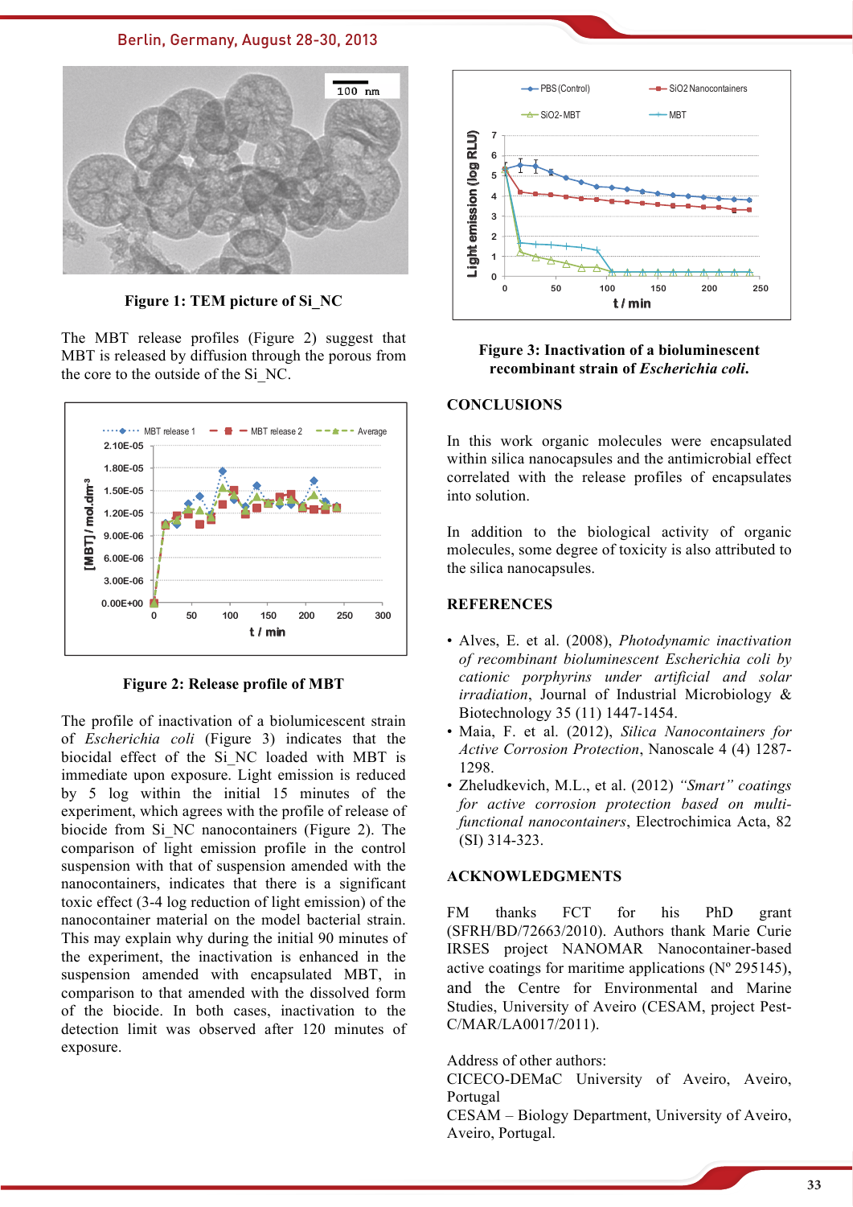100 nm

Figure 1: TEM picture of Si_NC

The MBT release profiles (Figure 2) suggest that MBT is released by diffusion through the porous from the core to the outside of the Si_NC.

MBT release 1
MBT release 2
Average
2.10E-05
1.80E-05
1.50E-05
1.20E-05
9.00E-06
6.00E-06
3.00E-06
0.00E+00
[MBT] / mol.dm-3
0
50
100
150
200
250
300
t / min

Figure 2: Release profile of MBT

The profile of inactivation of a biolumicescent strain of *Escherichia coli* (Figure 3) indicates that the biocidal effect of the Si_NC loaded with MBT is immediate upon exposure. Light emission is reduced by 5 log within the initial 15 minutes of the experiment, which agrees with the profile of release of biocide from Si_NC nanocontainers (Figure 2). The comparison of light emission profile in the control suspension with that of suspension amended with the nanocontainers, indicates that there is a significant toxic effect (3-4 log reduction of light emission) of the nanocontainer material on the model bacterial strain. This may explain why during the initial 90 minutes of the experiment, the inactivation is enhanced in the suspension amended with encapsulated MBT, in comparison to that amended with the dissolved form of the biocide. In both cases, inactivation to the detection limit was observed after 120 minutes of exposure.

PBS (Control)
SiO2 Nanocontainers
SiO2-MBT
MBT
7
6
5
4
3
2
1
0
Light emission (log RLU)
0
50
100
150
200
250
t / min

Figure 3: Inactivation of a bioluminescent recombinant strain of *Escherichia coli.*

## CONCLUSIONS

In this work organic molecules were encapsulated within silica nanocapsules and the antimicrobial effect correlated with the release profiles of encapsulates into solution.

In addition to the biological activity of organic molecules, some degree of toxicity is also attributed to the silica nanocapsules.

## REFERENCES

- Alves, E. et al. (2008), *Photodynamic inactivation of recombinant bioluminescent Escherichia coli by cationic porphyrins under artificial and solar irradiation*, Journal of Industrial Microbiology & Biotechnology 35 (11) 1447-1454.
- Maia, F. et al. (2012), *Silica Nanocontainers for Active Corrosion Protection*, Nanoscale 4 (4) 1287-1298.
- Zheludkevich, M.L., et al. (2012) *"Smart" coatings for active corrosion protection based on multi-functional nanocontainers*, Electrochimica Acta, 82 (SI) 314-323.

## ACKNOWLEDGMENTS

FM thanks FCT for his PhD grant (SFRH/BD/72663/2010). Authors thank Marie Curie IRSES project NANOMAR Nanocontainer-based active coatings for maritime applications (Nº 295145), and the Centre for Environmental and Marine Studies, University of Aveiro (CESAM, project Pest-C/MAR/LA0017/2011).

Address of other authors:
CICECO-DEMaC University of Aveiro, Aveiro, Portugal
CESAM – Biology Department, University of Aveiro, Aveiro, Portugal.